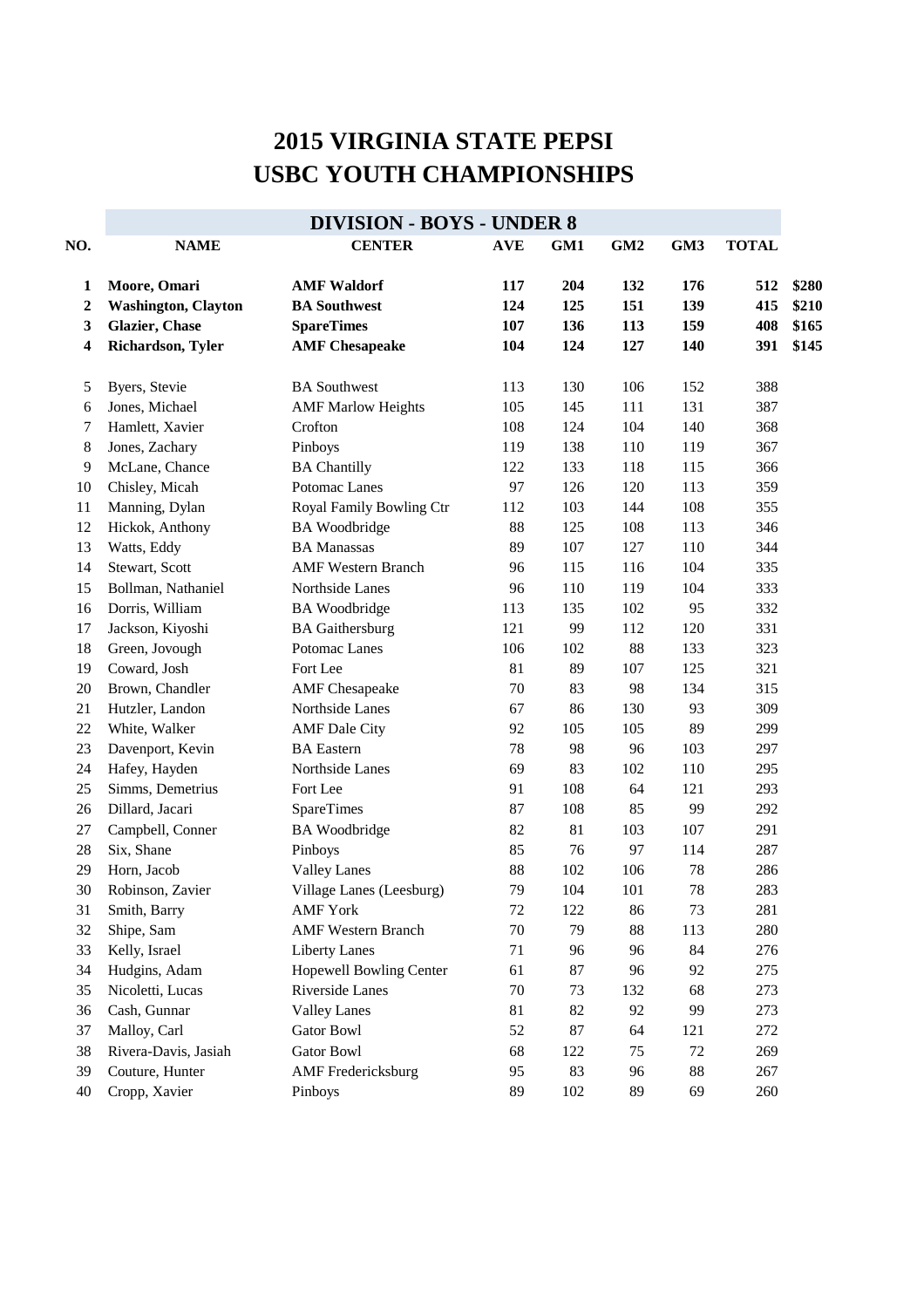# 2015 VIRGINIA STATE PEPSI
# USBC YOUTH CHAMPIONSHIPS

## DIVISION - BOYS - UNDER 8

| NO. | NAME | CENTER | AVE | GM1 | GM2 | GM3 | TOTAL | |
|---|---|---|---|---|---|---|---|---|
| **1** | **Moore, Omari** | **AMF Waldorf** | **117** | **204** | **132** | **176** | **512** | **$280** |
| **2** | **Washington, Clayton** | **BA Southwest** | **124** | **125** | **151** | **139** | **415** | **$210** |
| **3** | **Glazier, Chase** | **SpareTimes** | **107** | **136** | **113** | **159** | **408** | **$165** |
| **4** | **Richardson, Tyler** | **AMF Chesapeake** | **104** | **124** | **127** | **140** | **391** | **$145** |
| 5 | Byers, Stevie | BA Southwest | 113 | 130 | 106 | 152 | 388 | |
| 6 | Jones, Michael | AMF Marlow Heights | 105 | 145 | 111 | 131 | 387 | |
| 7 | Hamlett, Xavier | Crofton | 108 | 124 | 104 | 140 | 368 | |
| 8 | Jones, Zachary | Pinboys | 119 | 138 | 110 | 119 | 367 | |
| 9 | McLane, Chance | BA Chantilly | 122 | 133 | 118 | 115 | 366 | |
| 10 | Chisley, Micah | Potomac Lanes | 97 | 126 | 120 | 113 | 359 | |
| 11 | Manning, Dylan | Royal Family Bowling Ctr | 112 | 103 | 144 | 108 | 355 | |
| 12 | Hickok, Anthony | BA Woodbridge | 88 | 125 | 108 | 113 | 346 | |
| 13 | Watts, Eddy | BA Manassas | 89 | 107 | 127 | 110 | 344 | |
| 14 | Stewart, Scott | AMF Western Branch | 96 | 115 | 116 | 104 | 335 | |
| 15 | Bollman, Nathaniel | Northside Lanes | 96 | 110 | 119 | 104 | 333 | |
| 16 | Dorris, William | BA Woodbridge | 113 | 135 | 102 | 95 | 332 | |
| 17 | Jackson, Kiyoshi | BA Gaithersburg | 121 | 99 | 112 | 120 | 331 | |
| 18 | Green, Jovough | Potomac Lanes | 106 | 102 | 88 | 133 | 323 | |
| 19 | Coward, Josh | Fort Lee | 81 | 89 | 107 | 125 | 321 | |
| 20 | Brown, Chandler | AMF Chesapeake | 70 | 83 | 98 | 134 | 315 | |
| 21 | Hutzler, Landon | Northside Lanes | 67 | 86 | 130 | 93 | 309 | |
| 22 | White, Walker | AMF Dale City | 92 | 105 | 105 | 89 | 299 | |
| 23 | Davenport, Kevin | BA Eastern | 78 | 98 | 96 | 103 | 297 | |
| 24 | Hafey, Hayden | Northside Lanes | 69 | 83 | 102 | 110 | 295 | |
| 25 | Simms, Demetrius | Fort Lee | 91 | 108 | 64 | 121 | 293 | |
| 26 | Dillard, Jacari | SpareTimes | 87 | 108 | 85 | 99 | 292 | |
| 27 | Campbell, Conner | BA Woodbridge | 82 | 81 | 103 | 107 | 291 | |
| 28 | Six, Shane | Pinboys | 85 | 76 | 97 | 114 | 287 | |
| 29 | Horn, Jacob | Valley Lanes | 88 | 102 | 106 | 78 | 286 | |
| 30 | Robinson, Zavier | Village Lanes (Leesburg) | 79 | 104 | 101 | 78 | 283 | |
| 31 | Smith, Barry | AMF York | 72 | 122 | 86 | 73 | 281 | |
| 32 | Shipe, Sam | AMF Western Branch | 70 | 79 | 88 | 113 | 280 | |
| 33 | Kelly, Israel | Liberty Lanes | 71 | 96 | 96 | 84 | 276 | |
| 34 | Hudgins, Adam | Hopewell Bowling Center | 61 | 87 | 96 | 92 | 275 | |
| 35 | Nicoletti, Lucas | Riverside Lanes | 70 | 73 | 132 | 68 | 273 | |
| 36 | Cash, Gunnar | Valley Lanes | 81 | 82 | 92 | 99 | 273 | |
| 37 | Malloy, Carl | Gator Bowl | 52 | 87 | 64 | 121 | 272 | |
| 38 | Rivera-Davis, Jasiah | Gator Bowl | 68 | 122 | 75 | 72 | 269 | |
| 39 | Couture, Hunter | AMF Fredericksburg | 95 | 83 | 96 | 88 | 267 | |
| 40 | Cropp, Xavier | Pinboys | 89 | 102 | 89 | 69 | 260 | |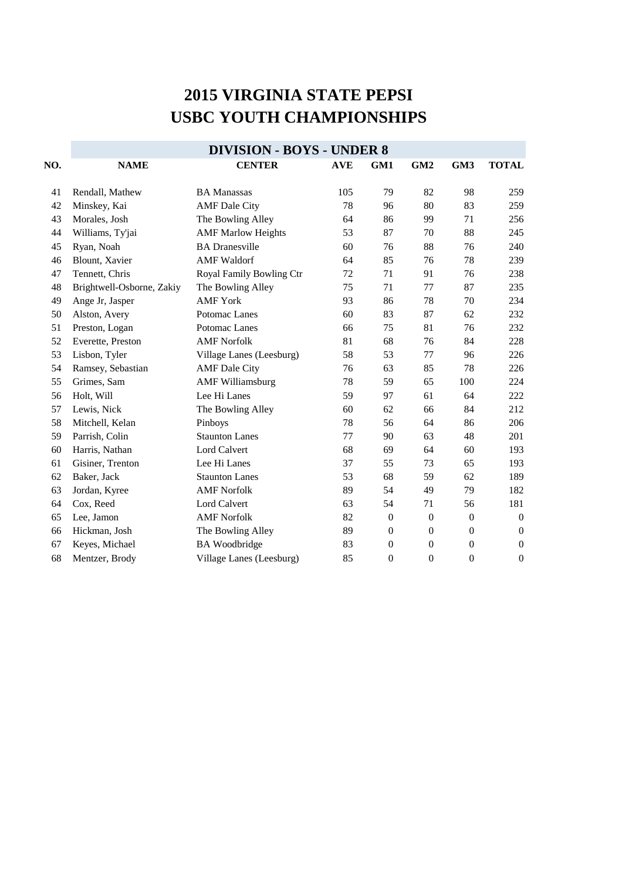# 2015 VIRGINIA STATE PEPSI
# USBC YOUTH CHAMPIONSHIPS

## DIVISION - BOYS - UNDER 8

| NO. | NAME | CENTER | AVE | GM1 | GM2 | GM3 | TOTAL |
|---|---|---|---|---|---|---|---|
| 41 | Rendall, Mathew | BA Manassas | 105 | 79 | 82 | 98 | 259 |
| 42 | Minskey, Kai | AMF Dale City | 78 | 96 | 80 | 83 | 259 |
| 43 | Morales, Josh | The Bowling Alley | 64 | 86 | 99 | 71 | 256 |
| 44 | Williams, Ty'jai | AMF Marlow Heights | 53 | 87 | 70 | 88 | 245 |
| 45 | Ryan, Noah | BA Dranesville | 60 | 76 | 88 | 76 | 240 |
| 46 | Blount, Xavier | AMF Waldorf | 64 | 85 | 76 | 78 | 239 |
| 47 | Tennett, Chris | Royal Family Bowling Ctr | 72 | 71 | 91 | 76 | 238 |
| 48 | Brightwell-Osborne, Zakiy | The Bowling Alley | 75 | 71 | 77 | 87 | 235 |
| 49 | Ange Jr, Jasper | AMF York | 93 | 86 | 78 | 70 | 234 |
| 50 | Alston, Avery | Potomac Lanes | 60 | 83 | 87 | 62 | 232 |
| 51 | Preston, Logan | Potomac Lanes | 66 | 75 | 81 | 76 | 232 |
| 52 | Everette, Preston | AMF Norfolk | 81 | 68 | 76 | 84 | 228 |
| 53 | Lisbon, Tyler | Village Lanes (Leesburg) | 58 | 53 | 77 | 96 | 226 |
| 54 | Ramsey, Sebastian | AMF Dale City | 76 | 63 | 85 | 78 | 226 |
| 55 | Grimes, Sam | AMF Williamsburg | 78 | 59 | 65 | 100 | 224 |
| 56 | Holt, Will | Lee Hi Lanes | 59 | 97 | 61 | 64 | 222 |
| 57 | Lewis, Nick | The Bowling Alley | 60 | 62 | 66 | 84 | 212 |
| 58 | Mitchell, Kelan | Pinboys | 78 | 56 | 64 | 86 | 206 |
| 59 | Parrish, Colin | Staunton Lanes | 77 | 90 | 63 | 48 | 201 |
| 60 | Harris, Nathan | Lord Calvert | 68 | 69 | 64 | 60 | 193 |
| 61 | Gisiner, Trenton | Lee Hi Lanes | 37 | 55 | 73 | 65 | 193 |
| 62 | Baker, Jack | Staunton Lanes | 53 | 68 | 59 | 62 | 189 |
| 63 | Jordan, Kyree | AMF Norfolk | 89 | 54 | 49 | 79 | 182 |
| 64 | Cox, Reed | Lord Calvert | 63 | 54 | 71 | 56 | 181 |
| 65 | Lee, Jamon | AMF Norfolk | 82 | 0 | 0 | 0 | 0 |
| 66 | Hickman, Josh | The Bowling Alley | 89 | 0 | 0 | 0 | 0 |
| 67 | Keyes, Michael | BA Woodbridge | 83 | 0 | 0 | 0 | 0 |
| 68 | Mentzer, Brody | Village Lanes (Leesburg) | 85 | 0 | 0 | 0 | 0 |